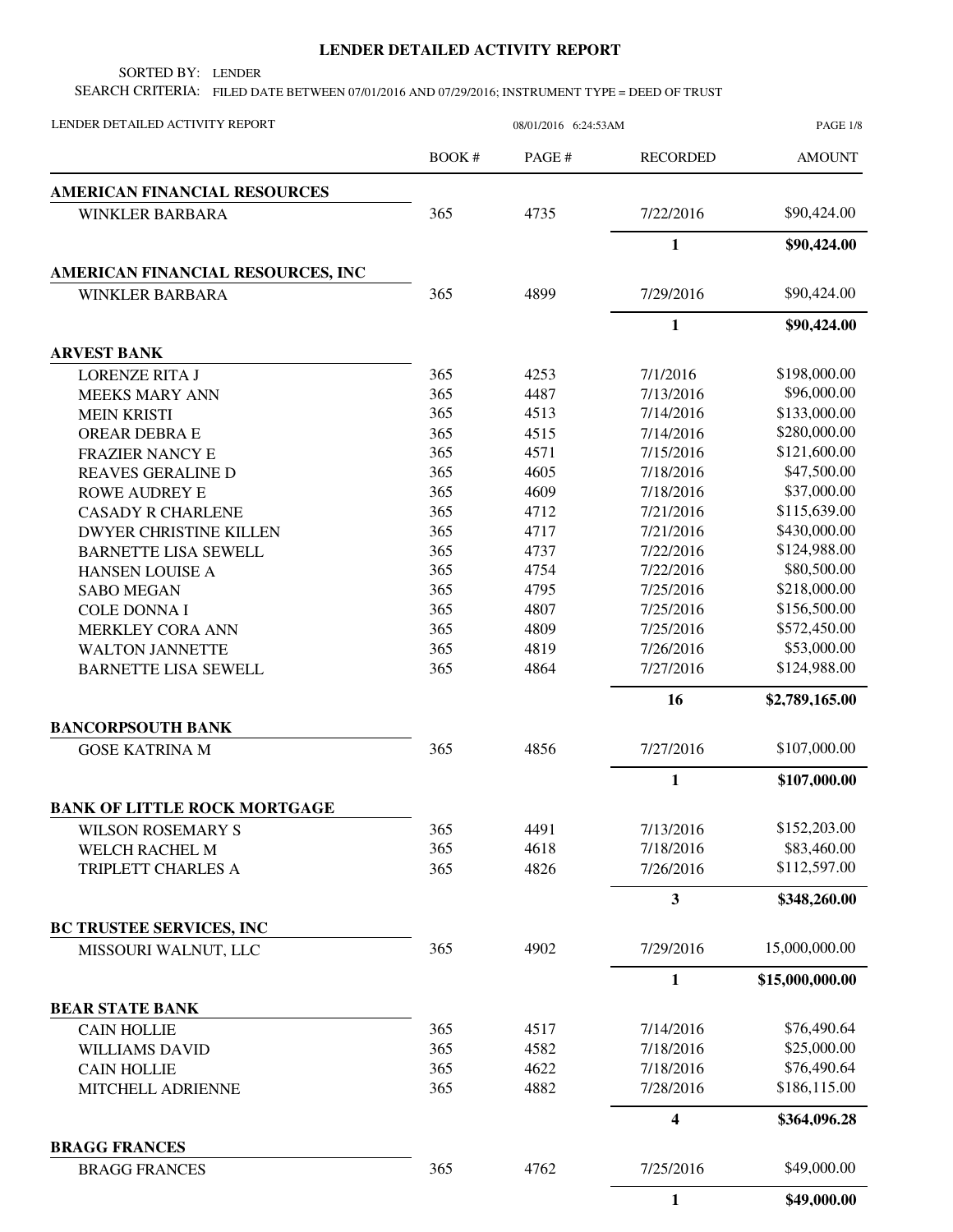# LENDER DETAILED ACTIVITY REPORT

SORTED BY: LENDER

SEARCH CRITERIA: FILED DATE BETWEEN 07/01/2016 AND 07/29/2016; INSTRUMENT TYPE = DEED OF TRUST

LENDER DETAILED ACTIVITY REPORT 08/01/2016 6:24:53AM

| | BOOK # | PAGE # | RECORDED | AMOUNT |
|---|---|---|---|---|
| **AMERICAN FINANCIAL RESOURCES** | | | | |
| WINKLER BARBARA | 365 | 4735 | 7/22/2016 | $90,424.00 |
| | | | **1** | **$90,424.00** |
| **AMERICAN FINANCIAL RESOURCES, INC** | | | | |
| WINKLER BARBARA | 365 | 4899 | 7/29/2016 | $90,424.00 |
| | | | **1** | **$90,424.00** |
| **ARVEST BANK** | | | | |
| LORENZE RITA J | 365 | 4253 | 7/1/2016 | $198,000.00 |
| MEEKS MARY ANN | 365 | 4487 | 7/13/2016 | $96,000.00 |
| MEIN KRISTI | 365 | 4513 | 7/14/2016 | $133,000.00 |
| OREAR DEBRA E | 365 | 4515 | 7/14/2016 | $280,000.00 |
| FRAZIER NANCY E | 365 | 4571 | 7/15/2016 | $121,600.00 |
| REAVES GERALINE D | 365 | 4605 | 7/18/2016 | $47,500.00 |
| ROWE AUDREY E | 365 | 4609 | 7/18/2016 | $37,000.00 |
| CASADY R CHARLENE | 365 | 4712 | 7/21/2016 | $115,639.00 |
| DWYER CHRISTINE KILLEN | 365 | 4717 | 7/21/2016 | $430,000.00 |
| BARNETTE LISA SEWELL | 365 | 4737 | 7/22/2016 | $124,988.00 |
| HANSEN LOUISE A | 365 | 4754 | 7/22/2016 | $80,500.00 |
| SABO MEGAN | 365 | 4795 | 7/25/2016 | $218,000.00 |
| COLE DONNA I | 365 | 4807 | 7/25/2016 | $156,500.00 |
| MERKLEY CORA ANN | 365 | 4809 | 7/25/2016 | $572,450.00 |
| WALTON JANNETTE | 365 | 4819 | 7/26/2016 | $53,000.00 |
| BARNETTE LISA SEWELL | 365 | 4864 | 7/27/2016 | $124,988.00 |
| | | | **16** | **$2,789,165.00** |
| **BANCORPSOUTH BANK** | | | | |
| GOSE KATRINA M | 365 | 4856 | 7/27/2016 | $107,000.00 |
| | | | **1** | **$107,000.00** |
| **BANK OF LITTLE ROCK MORTGAGE** | | | | |
| WILSON ROSEMARY S | 365 | 4491 | 7/13/2016 | $152,203.00 |
| WELCH RACHEL M | 365 | 4618 | 7/18/2016 | $83,460.00 |
| TRIPLETT CHARLES A | 365 | 4826 | 7/26/2016 | $112,597.00 |
| | | | **3** | **$348,260.00** |
| **BC TRUSTEE SERVICES, INC** | | | | |
| MISSOURI WALNUT, LLC | 365 | 4902 | 7/29/2016 | 15,000,000.00 |
| | | | **1** | **$15,000,000.00** |
| **BEAR STATE BANK** | | | | |
| CAIN HOLLIE | 365 | 4517 | 7/14/2016 | $76,490.64 |
| WILLIAMS DAVID | 365 | 4582 | 7/18/2016 | $25,000.00 |
| CAIN HOLLIE | 365 | 4622 | 7/18/2016 | $76,490.64 |
| MITCHELL ADRIENNE | 365 | 4882 | 7/28/2016 | $186,115.00 |
| | | | **4** | **$364,096.28** |
| **BRAGG FRANCES** | | | | |
| BRAGG FRANCES | 365 | 4762 | 7/25/2016 | $49,000.00 |
| | | | **1** | **$49,000.00** |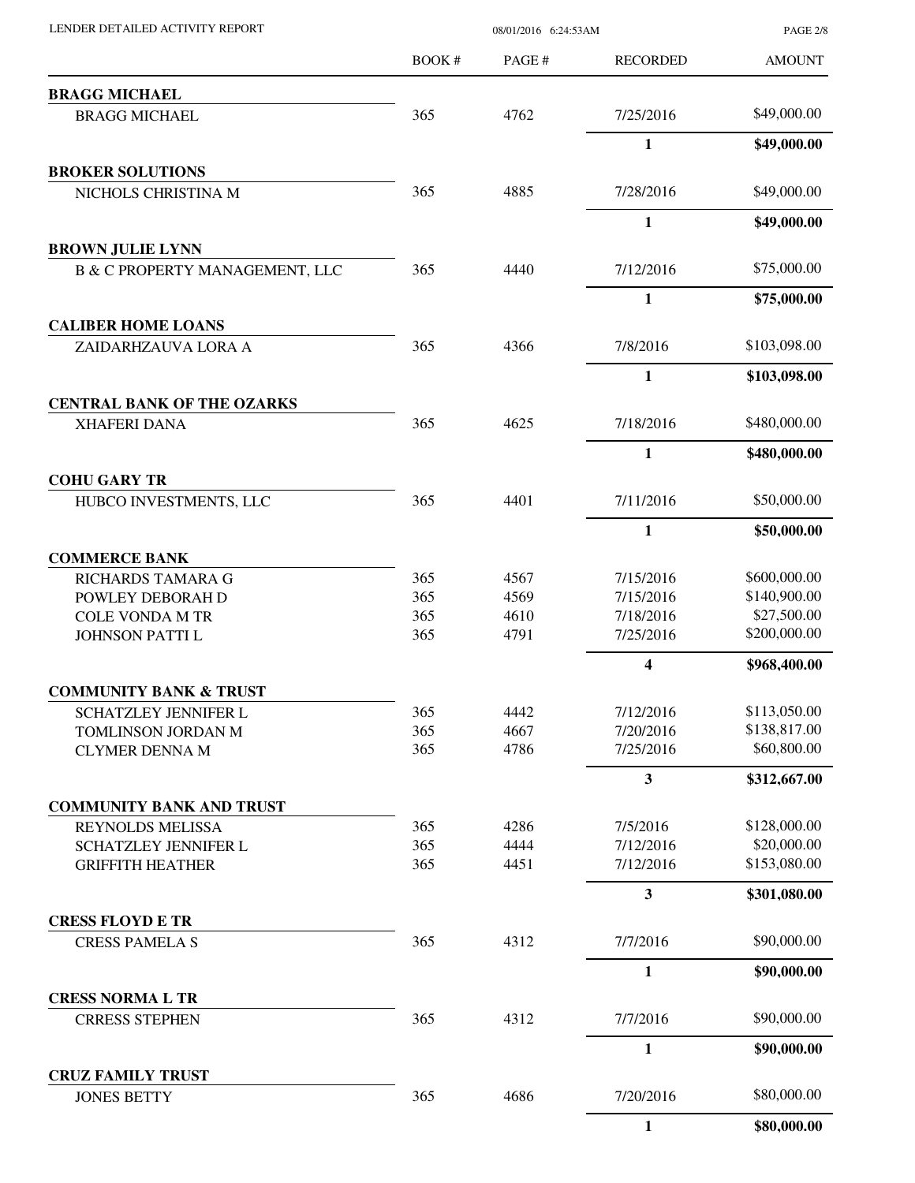| | BOOK # | PAGE # | RECORDED | AMOUNT |
|---|---|---|---|---|
| **BRAGG MICHAEL** | | | | |
| BRAGG MICHAEL | 365 | 4762 | 7/25/2016 | $49,000.00 |
| | | | **1** | **$49,000.00** |
| **BROKER SOLUTIONS** | | | | |
| NICHOLS CHRISTINA M | 365 | 4885 | 7/28/2016 | $49,000.00 |
| | | | **1** | **$49,000.00** |
| **BROWN JULIE LYNN** | | | | |
| B & C PROPERTY MANAGEMENT, LLC | 365 | 4440 | 7/12/2016 | $75,000.00 |
| | | | **1** | **$75,000.00** |
| **CALIBER HOME LOANS** | | | | |
| ZAIDARHZAUVA LORA A | 365 | 4366 | 7/8/2016 | $103,098.00 |
| | | | **1** | **$103,098.00** |
| **CENTRAL BANK OF THE OZARKS** | | | | |
| XHAFERI DANA | 365 | 4625 | 7/18/2016 | $480,000.00 |
| | | | **1** | **$480,000.00** |
| **COHU GARY TR** | | | | |
| HUBCO INVESTMENTS, LLC | 365 | 4401 | 7/11/2016 | $50,000.00 |
| | | | **1** | **$50,000.00** |
| **COMMERCE BANK** | | | | |
| RICHARDS TAMARA G | 365 | 4567 | 7/15/2016 | $600,000.00 |
| POWLEY DEBORAH D | 365 | 4569 | 7/15/2016 | $140,900.00 |
| COLE VONDA M TR | 365 | 4610 | 7/18/2016 | $27,500.00 |
| JOHNSON PATTI L | 365 | 4791 | 7/25/2016 | $200,000.00 |
| | | | **4** | **$968,400.00** |
| **COMMUNITY BANK & TRUST** | | | | |
| SCHATZLEY JENNIFER L | 365 | 4442 | 7/12/2016 | $113,050.00 |
| TOMLINSON JORDAN M | 365 | 4667 | 7/20/2016 | $138,817.00 |
| CLYMER DENNA M | 365 | 4786 | 7/25/2016 | $60,800.00 |
| | | | **3** | **$312,667.00** |
| **COMMUNITY BANK AND TRUST** | | | | |
| REYNOLDS MELISSA | 365 | 4286 | 7/5/2016 | $128,000.00 |
| SCHATZLEY JENNIFER L | 365 | 4444 | 7/12/2016 | $20,000.00 |
| GRIFFITH HEATHER | 365 | 4451 | 7/12/2016 | $153,080.00 |
| | | | **3** | **$301,080.00** |
| **CRESS FLOYD E TR** | | | | |
| CRESS PAMELA S | 365 | 4312 | 7/7/2016 | $90,000.00 |
| | | | **1** | **$90,000.00** |
| **CRESS NORMA L TR** | | | | |
| CRRESS STEPHEN | 365 | 4312 | 7/7/2016 | $90,000.00 |
| | | | **1** | **$90,000.00** |
| **CRUZ FAMILY TRUST** | | | | |
| JONES BETTY | 365 | 4686 | 7/20/2016 | $80,000.00 |
| | | | **1** | **$80,000.00** |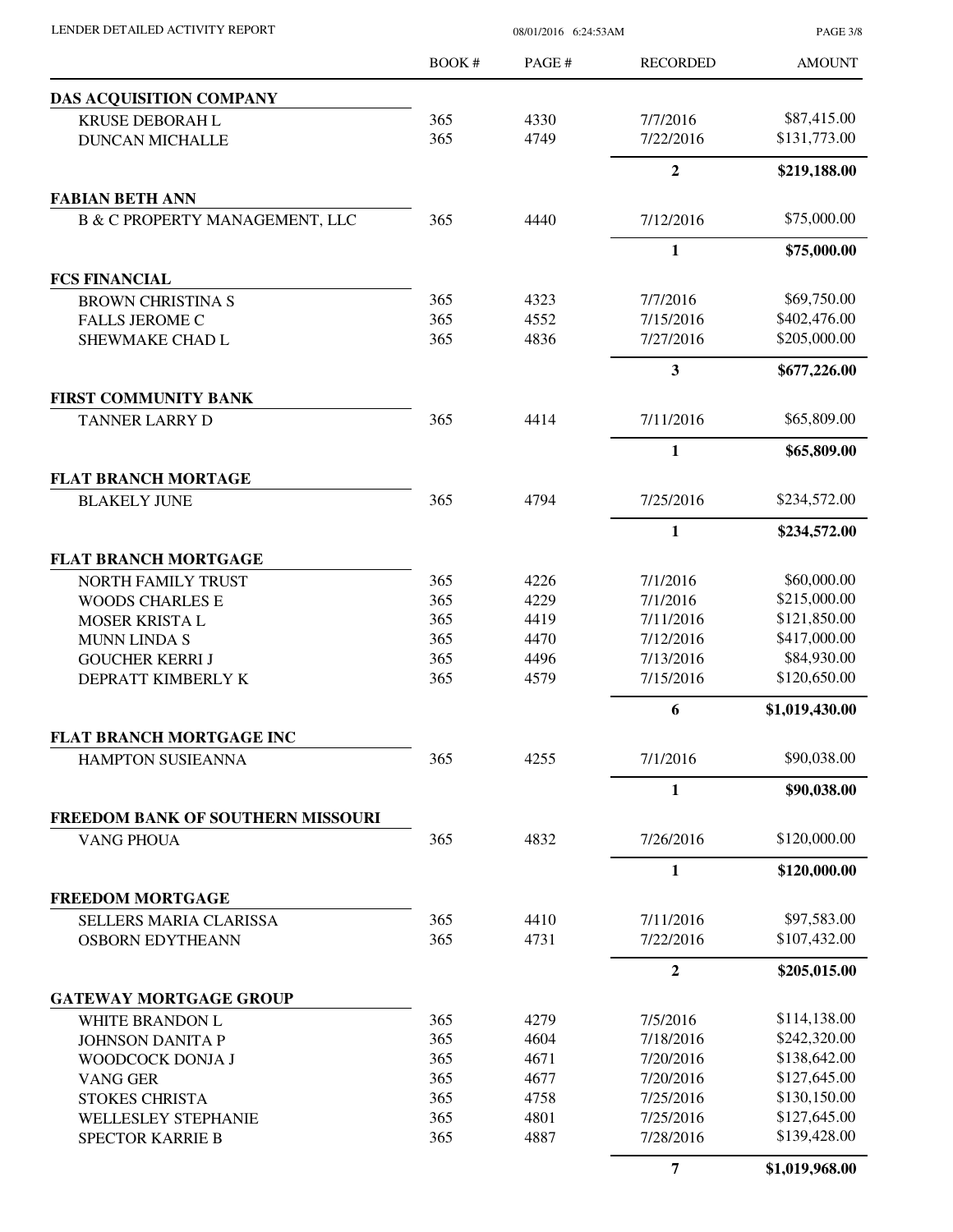| | BOOK # | PAGE # | RECORDED | AMOUNT |
|---|---|---|---|---|
| **DAS ACQUISITION COMPANY** | | | | |
| KRUSE DEBORAH L | 365 | 4330 | 7/7/2016 | $87,415.00 |
| DUNCAN MICHALLE | 365 | 4749 | 7/22/2016 | $131,773.00 |
| | | | **2** | **$219,188.00** |
| **FABIAN BETH ANN** | | | | |
| B & C PROPERTY MANAGEMENT, LLC | 365 | 4440 | 7/12/2016 | $75,000.00 |
| | | | **1** | **$75,000.00** |
| **FCS FINANCIAL** | | | | |
| BROWN CHRISTINA S | 365 | 4323 | 7/7/2016 | $69,750.00 |
| FALLS JEROME C | 365 | 4552 | 7/15/2016 | $402,476.00 |
| SHEWMAKE CHAD L | 365 | 4836 | 7/27/2016 | $205,000.00 |
| | | | **3** | **$677,226.00** |
| **FIRST COMMUNITY BANK** | | | | |
| TANNER LARRY D | 365 | 4414 | 7/11/2016 | $65,809.00 |
| | | | **1** | **$65,809.00** |
| **FLAT BRANCH MORTAGE** | | | | |
| BLAKELY JUNE | 365 | 4794 | 7/25/2016 | $234,572.00 |
| | | | **1** | **$234,572.00** |
| **FLAT BRANCH MORTGAGE** | | | | |
| NORTH FAMILY TRUST | 365 | 4226 | 7/1/2016 | $60,000.00 |
| WOODS CHARLES E | 365 | 4229 | 7/1/2016 | $215,000.00 |
| MOSER KRISTA L | 365 | 4419 | 7/11/2016 | $121,850.00 |
| MUNN LINDA S | 365 | 4470 | 7/12/2016 | $417,000.00 |
| GOUCHER KERRI J | 365 | 4496 | 7/13/2016 | $84,930.00 |
| DEPRATT KIMBERLY K | 365 | 4579 | 7/15/2016 | $120,650.00 |
| | | | **6** | **$1,019,430.00** |
| **FLAT BRANCH MORTGAGE INC** | | | | |
| HAMPTON SUSIEANNA | 365 | 4255 | 7/1/2016 | $90,038.00 |
| | | | **1** | **$90,038.00** |
| **FREEDOM BANK OF SOUTHERN MISSOURI** | | | | |
| VANG PHOUA | 365 | 4832 | 7/26/2016 | $120,000.00 |
| | | | **1** | **$120,000.00** |
| **FREEDOM MORTGAGE** | | | | |
| SELLERS MARIA CLARISSA | 365 | 4410 | 7/11/2016 | $97,583.00 |
| OSBORN EDYTHEANN | 365 | 4731 | 7/22/2016 | $107,432.00 |
| | | | **2** | **$205,015.00** |
| **GATEWAY MORTGAGE GROUP** | | | | |
| WHITE BRANDON L | 365 | 4279 | 7/5/2016 | $114,138.00 |
| JOHNSON DANITA P | 365 | 4604 | 7/18/2016 | $242,320.00 |
| WOODCOCK DONJA J | 365 | 4671 | 7/20/2016 | $138,642.00 |
| VANG GER | 365 | 4677 | 7/20/2016 | $127,645.00 |
| STOKES CHRISTA | 365 | 4758 | 7/25/2016 | $130,150.00 |
| WELLESLEY STEPHANIE | 365 | 4801 | 7/25/2016 | $127,645.00 |
| SPECTOR KARRIE B | 365 | 4887 | 7/28/2016 | $139,428.00 |
| | | | **7** | **$1,019,968.00** |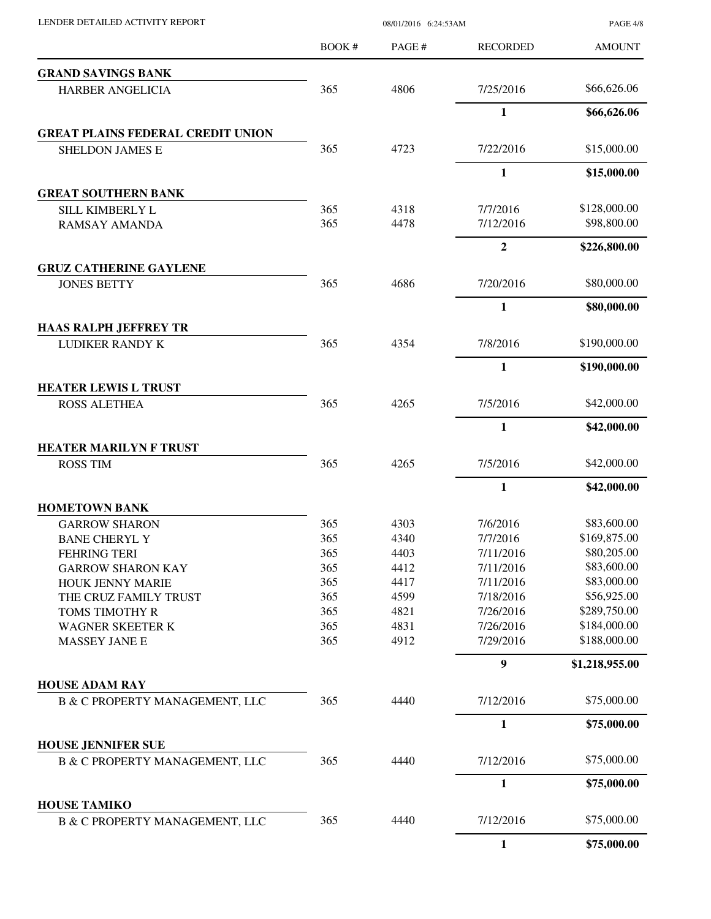# LENDER DETAILED ACTIVITY REPORT

08/01/2016 6:24:53AM

| | BOOK # | PAGE # | RECORDED | AMOUNT |
|---|---|---|---|---|
| **GRAND SAVINGS BANK** | | | | |
| HARBER ANGELICIA | 365 | 4806 | 7/25/2016 | $66,626.06 |
| | | | **1** | **$66,626.06** |
| **GREAT PLAINS FEDERAL CREDIT UNION** | | | | |
| SHELDON JAMES E | 365 | 4723 | 7/22/2016 | $15,000.00 |
| | | | **1** | **$15,000.00** |
| **GREAT SOUTHERN BANK** | | | | |
| SILL KIMBERLY L | 365 | 4318 | 7/7/2016 | $128,000.00 |
| RAMSAY AMANDA | 365 | 4478 | 7/12/2016 | $98,800.00 |
| | | | **2** | **$226,800.00** |
| **GRUZ CATHERINE GAYLENE** | | | | |
| JONES BETTY | 365 | 4686 | 7/20/2016 | $80,000.00 |
| | | | **1** | **$80,000.00** |
| **HAAS RALPH JEFFREY TR** | | | | |
| LUDIKER RANDY K | 365 | 4354 | 7/8/2016 | $190,000.00 |
| | | | **1** | **$190,000.00** |
| **HEATER LEWIS L TRUST** | | | | |
| ROSS ALETHEA | 365 | 4265 | 7/5/2016 | $42,000.00 |
| | | | **1** | **$42,000.00** |
| **HEATER MARILYN F TRUST** | | | | |
| ROSS TIM | 365 | 4265 | 7/5/2016 | $42,000.00 |
| | | | **1** | **$42,000.00** |
| **HOMETOWN BANK** | | | | |
| GARROW SHARON | 365 | 4303 | 7/6/2016 | $83,600.00 |
| BANE CHERYL Y | 365 | 4340 | 7/7/2016 | $169,875.00 |
| FEHRING TERI | 365 | 4403 | 7/11/2016 | $80,205.00 |
| GARROW SHARON KAY | 365 | 4412 | 7/11/2016 | $83,600.00 |
| HOUK JENNY MARIE | 365 | 4417 | 7/11/2016 | $83,000.00 |
| THE CRUZ FAMILY TRUST | 365 | 4599 | 7/18/2016 | $56,925.00 |
| TOMS TIMOTHY R | 365 | 4821 | 7/26/2016 | $289,750.00 |
| WAGNER SKEETER K | 365 | 4831 | 7/26/2016 | $184,000.00 |
| MASSEY JANE E | 365 | 4912 | 7/29/2016 | $188,000.00 |
| | | | **9** | **$1,218,955.00** |
| **HOUSE ADAM RAY** | | | | |
| B & C PROPERTY MANAGEMENT, LLC | 365 | 4440 | 7/12/2016 | $75,000.00 |
| | | | **1** | **$75,000.00** |
| **HOUSE JENNIFER SUE** | | | | |
| B & C PROPERTY MANAGEMENT, LLC | 365 | 4440 | 7/12/2016 | $75,000.00 |
| | | | **1** | **$75,000.00** |
| **HOUSE TAMIKO** | | | | |
| B & C PROPERTY MANAGEMENT, LLC | 365 | 4440 | 7/12/2016 | $75,000.00 |
| | | | **1** | **$75,000.00** |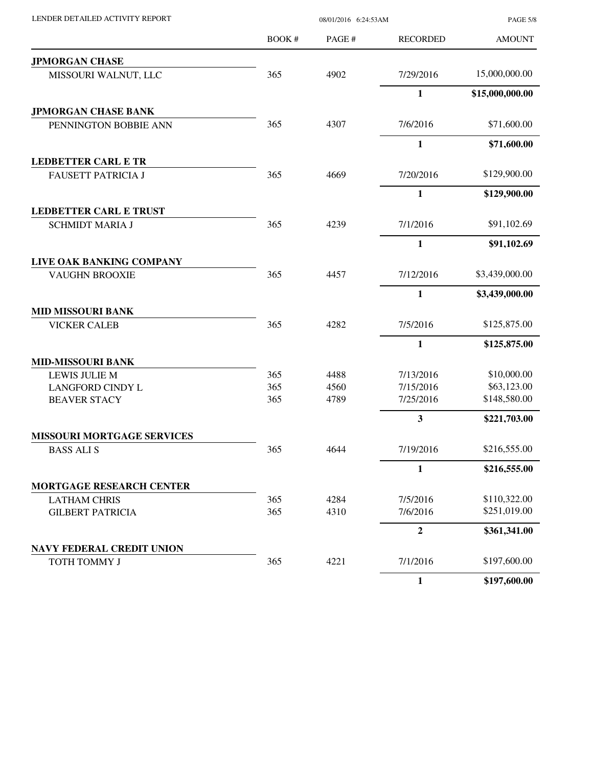| | BOOK # | PAGE # | RECORDED | AMOUNT |
|---|---|---|---|---|
| **JPMORGAN CHASE** | | | | |
| MISSOURI WALNUT, LLC | 365 | 4902 | 7/29/2016 | 15,000,000.00 |
| | | | **1** | **$15,000,000.00** |
| **JPMORGAN CHASE BANK** | | | | |
| PENNINGTON BOBBIE ANN | 365 | 4307 | 7/6/2016 | $71,600.00 |
| | | | **1** | **$71,600.00** |
| **LEDBETTER CARL E TR** | | | | |
| FAUSETT PATRICIA J | 365 | 4669 | 7/20/2016 | $129,900.00 |
| | | | **1** | **$129,900.00** |
| **LEDBETTER CARL E TRUST** | | | | |
| SCHMIDT MARIA J | 365 | 4239 | 7/1/2016 | $91,102.69 |
| | | | **1** | **$91,102.69** |
| **LIVE OAK BANKING COMPANY** | | | | |
| VAUGHN BROOXIE | 365 | 4457 | 7/12/2016 | $3,439,000.00 |
| | | | **1** | **$3,439,000.00** |
| **MID MISSOURI BANK** | | | | |
| VICKER CALEB | 365 | 4282 | 7/5/2016 | $125,875.00 |
| | | | **1** | **$125,875.00** |
| **MID-MISSOURI BANK** | | | | |
| LEWIS JULIE M | 365 | 4488 | 7/13/2016 | $10,000.00 |
| LANGFORD CINDY L | 365 | 4560 | 7/15/2016 | $63,123.00 |
| BEAVER STACY | 365 | 4789 | 7/25/2016 | $148,580.00 |
| | | | **3** | **$221,703.00** |
| **MISSOURI MORTGAGE SERVICES** | | | | |
| BASS ALI S | 365 | 4644 | 7/19/2016 | $216,555.00 |
| | | | **1** | **$216,555.00** |
| **MORTGAGE RESEARCH CENTER** | | | | |
| LATHAM CHRIS | 365 | 4284 | 7/5/2016 | $110,322.00 |
| GILBERT PATRICIA | 365 | 4310 | 7/6/2016 | $251,019.00 |
| | | | **2** | **$361,341.00** |
| **NAVY FEDERAL CREDIT UNION** | | | | |
| TOTH TOMMY J | 365 | 4221 | 7/1/2016 | $197,600.00 |
| | | | **1** | **$197,600.00** |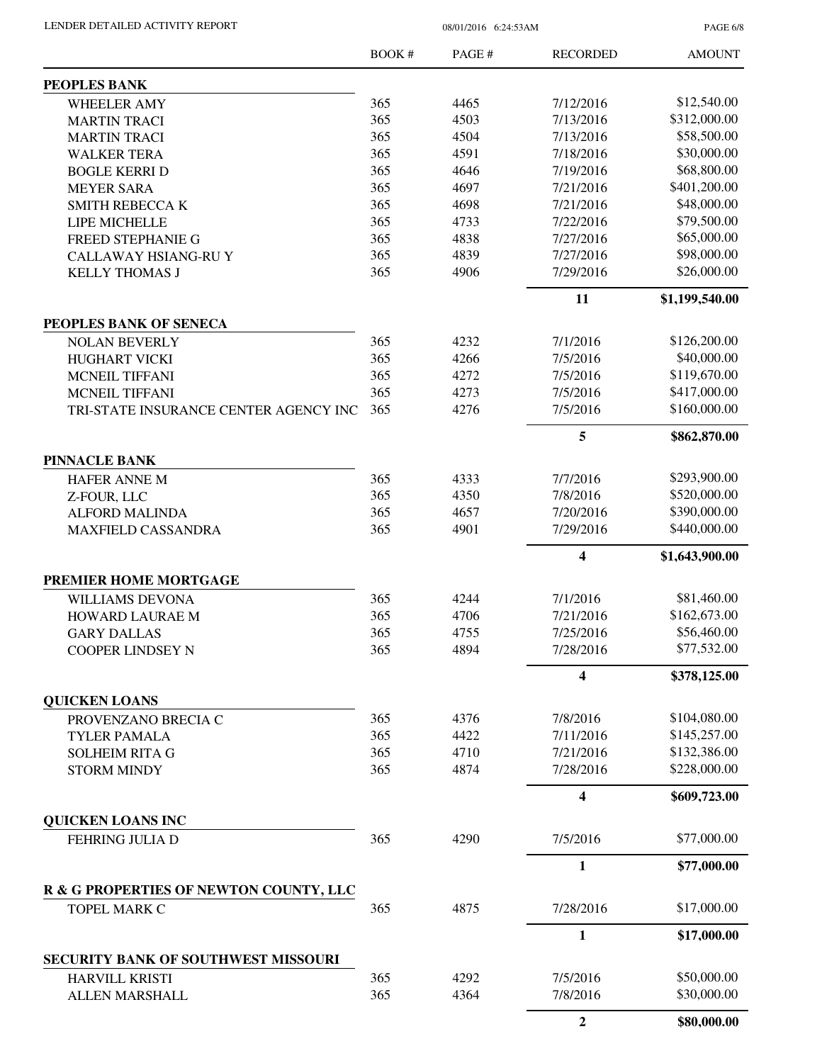| | BOOK # | PAGE # | RECORDED | AMOUNT |
|---|---|---|---|---|
| **PEOPLES BANK** | | | | |
| WHEELER AMY | 365 | 4465 | 7/12/2016 | $12,540.00 |
| MARTIN TRACI | 365 | 4503 | 7/13/2016 | $312,000.00 |
| MARTIN TRACI | 365 | 4504 | 7/13/2016 | $58,500.00 |
| WALKER TERA | 365 | 4591 | 7/18/2016 | $30,000.00 |
| BOGLE KERRI D | 365 | 4646 | 7/19/2016 | $68,800.00 |
| MEYER SARA | 365 | 4697 | 7/21/2016 | $401,200.00 |
| SMITH REBECCA K | 365 | 4698 | 7/21/2016 | $48,000.00 |
| LIPE MICHELLE | 365 | 4733 | 7/22/2016 | $79,500.00 |
| FREED STEPHANIE G | 365 | 4838 | 7/27/2016 | $65,000.00 |
| CALLAWAY HSIANG-RU Y | 365 | 4839 | 7/27/2016 | $98,000.00 |
| KELLY THOMAS J | 365 | 4906 | 7/29/2016 | $26,000.00 |
| | | | **11** | **$1,199,540.00** |
| **PEOPLES BANK OF SENECA** | | | | |
| NOLAN BEVERLY | 365 | 4232 | 7/1/2016 | $126,200.00 |
| HUGHART VICKI | 365 | 4266 | 7/5/2016 | $40,000.00 |
| MCNEIL TIFFANI | 365 | 4272 | 7/5/2016 | $119,670.00 |
| MCNEIL TIFFANI | 365 | 4273 | 7/5/2016 | $417,000.00 |
| TRI-STATE INSURANCE CENTER AGENCY INC | 365 | 4276 | 7/5/2016 | $160,000.00 |
| | | | **5** | **$862,870.00** |
| **PINNACLE BANK** | | | | |
| HAFER ANNE M | 365 | 4333 | 7/7/2016 | $293,900.00 |
| Z-FOUR, LLC | 365 | 4350 | 7/8/2016 | $520,000.00 |
| ALFORD MALINDA | 365 | 4657 | 7/20/2016 | $390,000.00 |
| MAXFIELD CASSANDRA | 365 | 4901 | 7/29/2016 | $440,000.00 |
| | | | **4** | **$1,643,900.00** |
| **PREMIER HOME MORTGAGE** | | | | |
| WILLIAMS DEVONA | 365 | 4244 | 7/1/2016 | $81,460.00 |
| HOWARD LAURAE M | 365 | 4706 | 7/21/2016 | $162,673.00 |
| GARY DALLAS | 365 | 4755 | 7/25/2016 | $56,460.00 |
| COOPER LINDSEY N | 365 | 4894 | 7/28/2016 | $77,532.00 |
| | | | **4** | **$378,125.00** |
| **QUICKEN LOANS** | | | | |
| PROVENZANO BRECIA C | 365 | 4376 | 7/8/2016 | $104,080.00 |
| TYLER PAMALA | 365 | 4422 | 7/11/2016 | $145,257.00 |
| SOLHEIM RITA G | 365 | 4710 | 7/21/2016 | $132,386.00 |
| STORM MINDY | 365 | 4874 | 7/28/2016 | $228,000.00 |
| | | | **4** | **$609,723.00** |
| **QUICKEN LOANS INC** | | | | |
| FEHRING JULIA D | 365 | 4290 | 7/5/2016 | $77,000.00 |
| | | | **1** | **$77,000.00** |
| **R & G PROPERTIES OF NEWTON COUNTY, LLC** | | | | |
| TOPEL MARK C | 365 | 4875 | 7/28/2016 | $17,000.00 |
| | | | **1** | **$17,000.00** |
| **SECURITY BANK OF SOUTHWEST MISSOURI** | | | | |
| HARVILL KRISTI | 365 | 4292 | 7/5/2016 | $50,000.00 |
| ALLEN MARSHALL | 365 | 4364 | 7/8/2016 | $30,000.00 |
| | | | **2** | **$80,000.00** |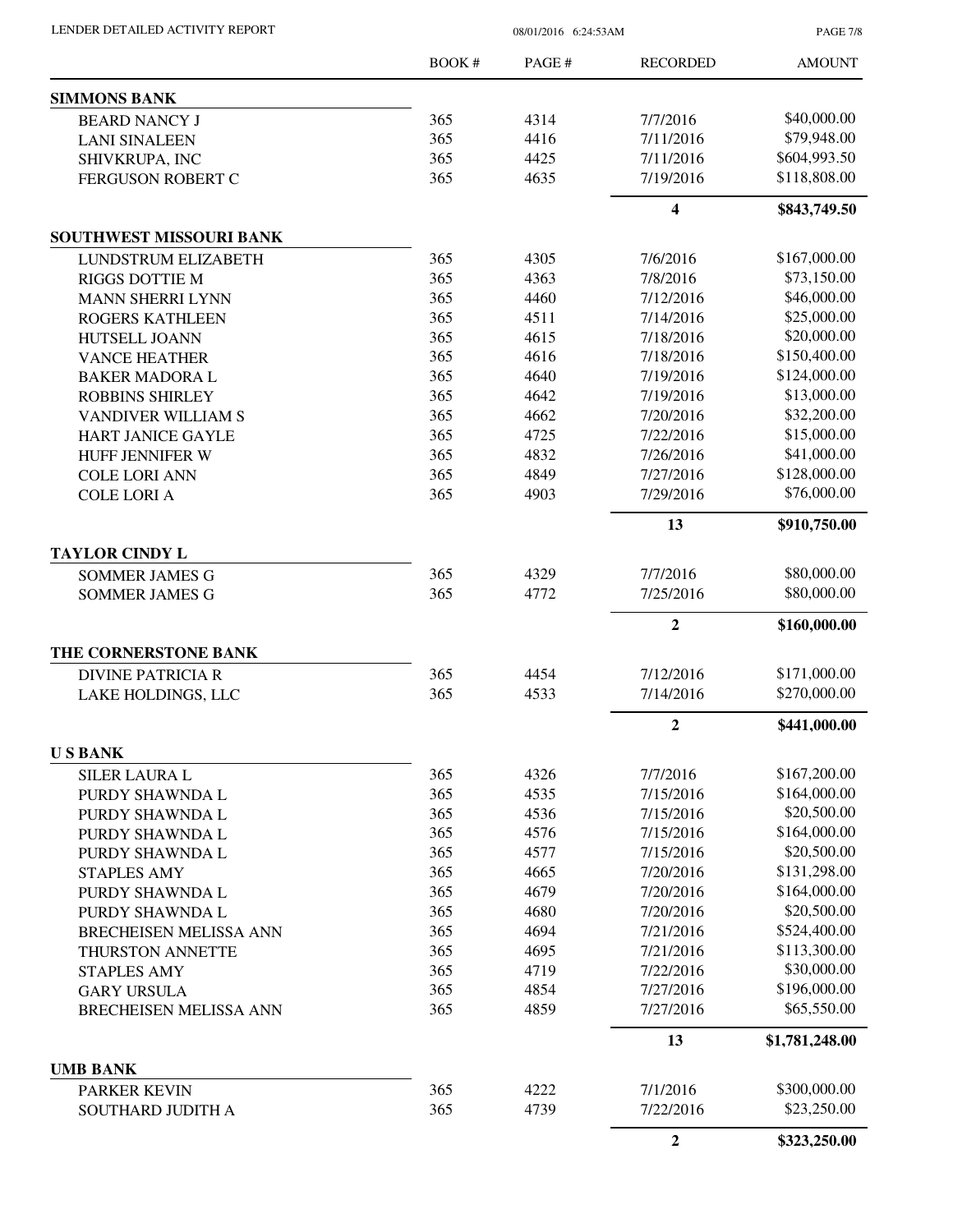| | BOOK # | PAGE # | RECORDED | AMOUNT |
|---|---|---|---|---|
| **SIMMONS BANK** | | | | |
| BEARD NANCY J | 365 | 4314 | 7/7/2016 | $40,000.00 |
| LANI SINALEEN | 365 | 4416 | 7/11/2016 | $79,948.00 |
| SHIVKRUPA, INC | 365 | 4425 | 7/11/2016 | $604,993.50 |
| FERGUSON ROBERT C | 365 | 4635 | 7/19/2016 | $118,808.00 |
| | | | **4** | **$843,749.50** |
| **SOUTHWEST MISSOURI BANK** | | | | |
| LUNDSTRUM ELIZABETH | 365 | 4305 | 7/6/2016 | $167,000.00 |
| RIGGS DOTTIE M | 365 | 4363 | 7/8/2016 | $73,150.00 |
| MANN SHERRI LYNN | 365 | 4460 | 7/12/2016 | $46,000.00 |
| ROGERS KATHLEEN | 365 | 4511 | 7/14/2016 | $25,000.00 |
| HUTSELL JOANN | 365 | 4615 | 7/18/2016 | $20,000.00 |
| VANCE HEATHER | 365 | 4616 | 7/18/2016 | $150,400.00 |
| BAKER MADORA L | 365 | 4640 | 7/19/2016 | $124,000.00 |
| ROBBINS SHIRLEY | 365 | 4642 | 7/19/2016 | $13,000.00 |
| VANDIVER WILLIAM S | 365 | 4662 | 7/20/2016 | $32,200.00 |
| HART JANICE GAYLE | 365 | 4725 | 7/22/2016 | $15,000.00 |
| HUFF JENNIFER W | 365 | 4832 | 7/26/2016 | $41,000.00 |
| COLE LORI ANN | 365 | 4849 | 7/27/2016 | $128,000.00 |
| COLE LORI A | 365 | 4903 | 7/29/2016 | $76,000.00 |
| | | | **13** | **$910,750.00** |
| **TAYLOR CINDY L** | | | | |
| SOMMER JAMES G | 365 | 4329 | 7/7/2016 | $80,000.00 |
| SOMMER JAMES G | 365 | 4772 | 7/25/2016 | $80,000.00 |
| | | | **2** | **$160,000.00** |
| **THE CORNERSTONE BANK** | | | | |
| DIVINE PATRICIA R | 365 | 4454 | 7/12/2016 | $171,000.00 |
| LAKE HOLDINGS, LLC | 365 | 4533 | 7/14/2016 | $270,000.00 |
| | | | **2** | **$441,000.00** |
| **U S BANK** | | | | |
| SILER LAURA L | 365 | 4326 | 7/7/2016 | $167,200.00 |
| PURDY SHAWNDA L | 365 | 4535 | 7/15/2016 | $164,000.00 |
| PURDY SHAWNDA L | 365 | 4536 | 7/15/2016 | $20,500.00 |
| PURDY SHAWNDA L | 365 | 4576 | 7/15/2016 | $164,000.00 |
| PURDY SHAWNDA L | 365 | 4577 | 7/15/2016 | $20,500.00 |
| STAPLES AMY | 365 | 4665 | 7/20/2016 | $131,298.00 |
| PURDY SHAWNDA L | 365 | 4679 | 7/20/2016 | $164,000.00 |
| PURDY SHAWNDA L | 365 | 4680 | 7/20/2016 | $20,500.00 |
| BRECHEISEN MELISSA ANN | 365 | 4694 | 7/21/2016 | $524,400.00 |
| THURSTON ANNETTE | 365 | 4695 | 7/21/2016 | $113,300.00 |
| STAPLES AMY | 365 | 4719 | 7/22/2016 | $30,000.00 |
| GARY URSULA | 365 | 4854 | 7/27/2016 | $196,000.00 |
| BRECHEISEN MELISSA ANN | 365 | 4859 | 7/27/2016 | $65,550.00 |
| | | | **13** | **$1,781,248.00** |
| **UMB BANK** | | | | |
| PARKER KEVIN | 365 | 4222 | 7/1/2016 | $300,000.00 |
| SOUTHARD JUDITH A | 365 | 4739 | 7/22/2016 | $23,250.00 |
| | | | **2** | **$323,250.00** |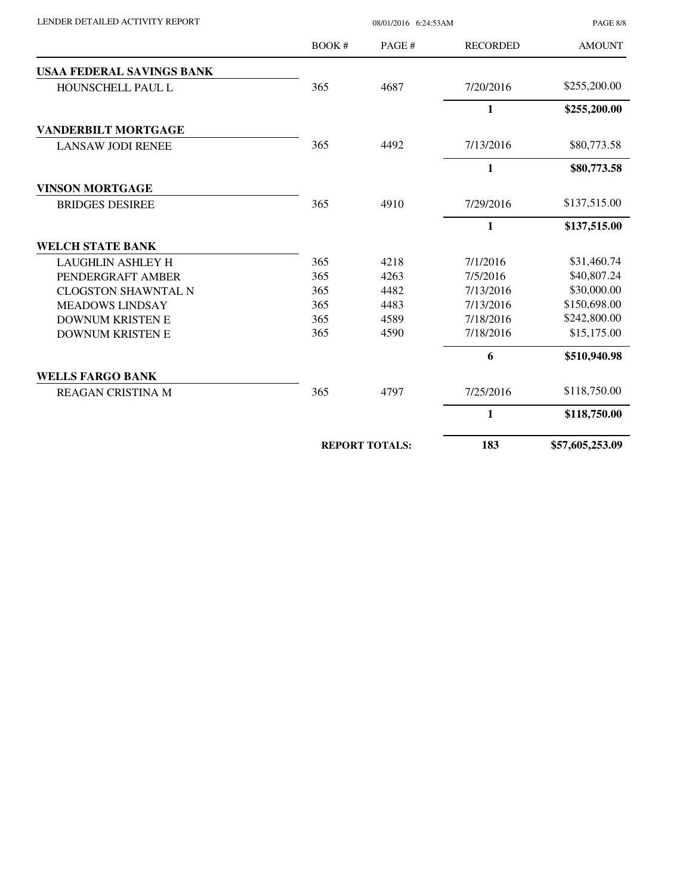| | BOOK # | PAGE # | RECORDED | AMOUNT |
|---|---|---|---|---|
| **USAA FEDERAL SAVINGS BANK** | | | | |
| HOUNSCHELL PAUL L | 365 | 4687 | 7/20/2016 | $255,200.00 |
| | | | **1** | **$255,200.00** |
| **VANDERBILT MORTGAGE** | | | | |
| LANSAW JODI RENEE | 365 | 4492 | 7/13/2016 | $80,773.58 |
| | | | **1** | **$80,773.58** |
| **VINSON MORTGAGE** | | | | |
| BRIDGES DESIREE | 365 | 4910 | 7/29/2016 | $137,515.00 |
| | | | **1** | **$137,515.00** |
| **WELCH STATE BANK** | | | | |
| LAUGHLIN ASHLEY H | 365 | 4218 | 7/1/2016 | $31,460.74 |
| PENDERGRAFT AMBER | 365 | 4263 | 7/5/2016 | $40,807.24 |
| CLOGSTON SHAWNTAL N | 365 | 4482 | 7/13/2016 | $30,000.00 |
| MEADOWS LINDSAY | 365 | 4483 | 7/13/2016 | $150,698.00 |
| DOWNUM KRISTEN E | 365 | 4589 | 7/18/2016 | $242,800.00 |
| DOWNUM KRISTEN E | 365 | 4590 | 7/18/2016 | $15,175.00 |
| | | | **6** | **$510,940.98** |
| **WELLS FARGO BANK** | | | | |
| REAGAN CRISTINA M | 365 | 4797 | 7/25/2016 | $118,750.00 |
| | | | **1** | **$118,750.00** |
| | **REPORT TOTALS:** | | **183** | **$57,605,253.09** |